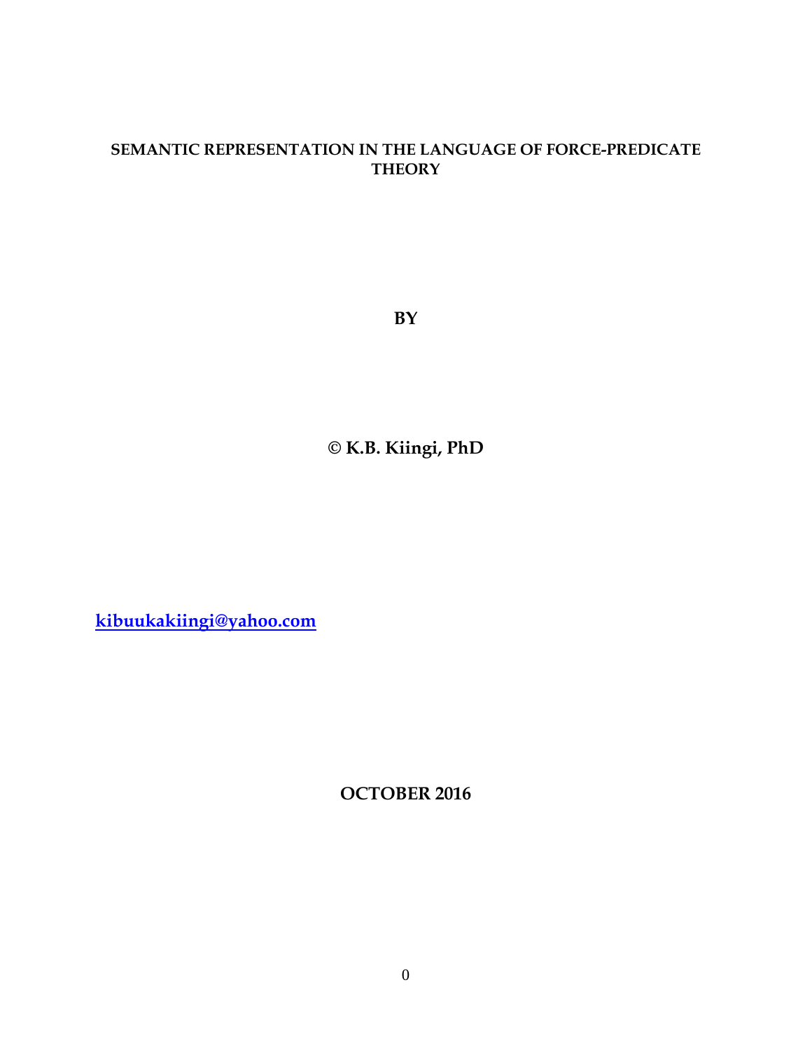# SEMANTIC REPRESENTATION IN THE LANGUAGE OF FORCE-PREDICATE THEORY

**BY**

**© K.B. Kiingi, PhD**

**kibuukakiingi@yahoo.com**

**OCTOBER 2016**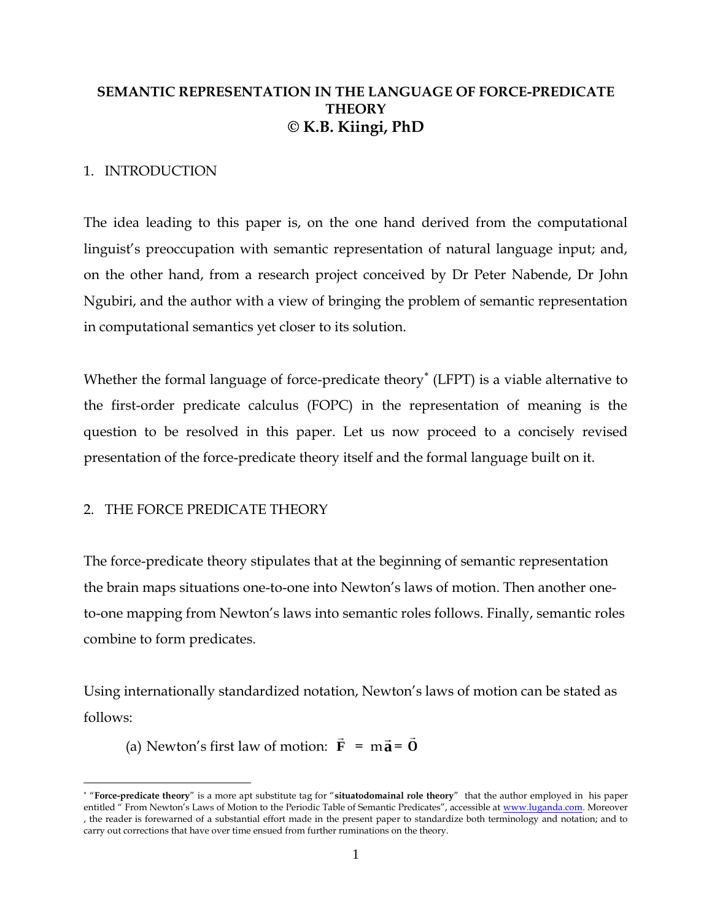**SEMANTIC REPRESENTATION IN THE LANGUAGE OF FORCE-PREDICATE THEORY**
**© K.B. Kiingi, PhD**

## 1. INTRODUCTION

The idea leading to this paper is, on the one hand derived from the computational linguist's preoccupation with semantic representation of natural language input; and, on the other hand, from a research project conceived by Dr Peter Nabende, Dr John Ngubiri, and the author with a view of bringing the problem of semantic representation in computational semantics yet closer to its solution.

Whether the formal language of force-predicate theory* (LFPT) is a viable alternative to the first-order predicate calculus (FOPC) in the representation of meaning is the question to be resolved in this paper. Let us now proceed to a concisely revised presentation of the force-predicate theory itself and the formal language built on it.

## 2. THE FORCE PREDICATE THEORY

The force-predicate theory stipulates that at the beginning of semantic representation the brain maps situations one-to-one into Newton's laws of motion. Then another one-to-one mapping from Newton's laws into semantic roles follows. Finally, semantic roles combine to form predicates.

Using internationally standardized notation, Newton's laws of motion can be stated as follows:

(a) Newton's first law of motion: $\vec{\mathbf{F}} = m\vec{\mathbf{a}} = \vec{\mathbf{0}}$

---

* "**Force-predicate theory**" is a more apt substitute tag for "**situatodomainal role theory**" that the author employed in his paper entitled " From Newton's Laws of Motion to the Periodic Table of Semantic Predicates", accessible at www.luganda.com. Moreover, the reader is forewarned of a substantial effort made in the present paper to standardize both terminology and notation; and to carry out corrections that have over time ensued from further ruminations on the theory.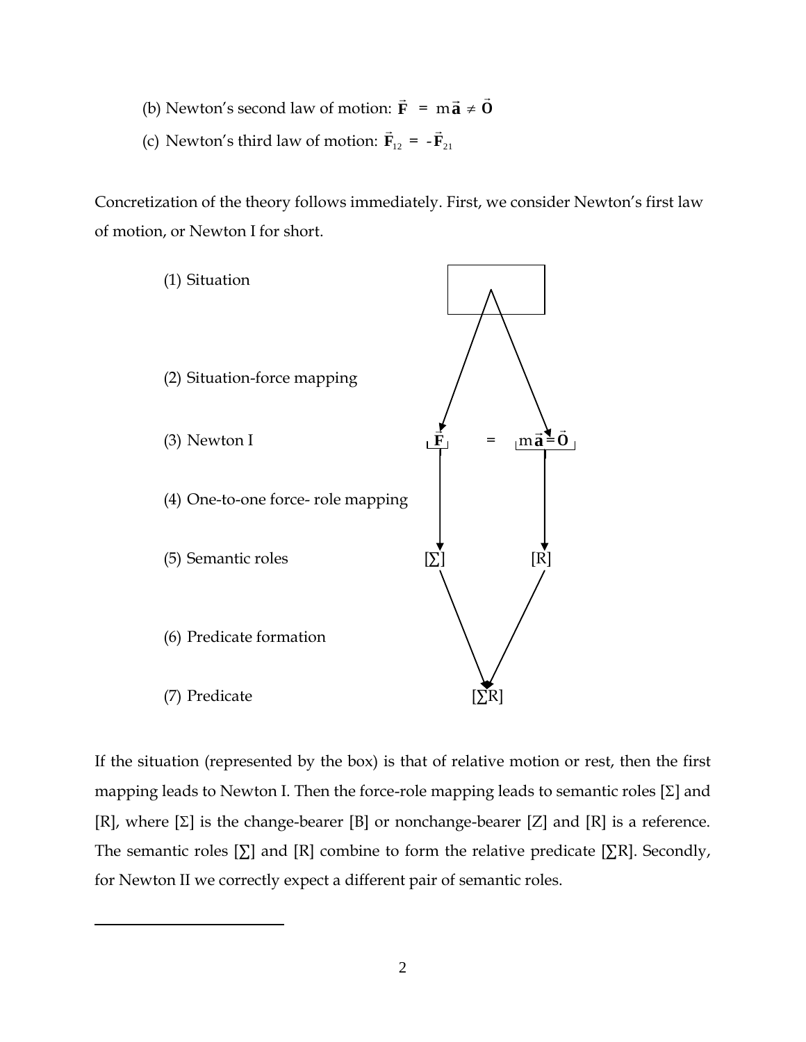(b) Newton's second law of motion: $\vec{\mathbf{F}} = m\vec{\mathbf{a}} \neq \vec{\mathbf{O}}$

(c) Newton's third law of motion: $\vec{\mathbf{F}}_{12} = -\vec{\mathbf{F}}_{21}$

Concretization of the theory follows immediately. First, we consider Newton's first law of motion, or Newton I for short.

(1) Situation

(2) Situation-force mapping

(3) Newton I $\vec{\mathbf{F}} = m\vec{\mathbf{a}} = \vec{\mathbf{O}}$

(4) One-to-one force- role mapping

(5) Semantic roles [∑] [R]

(6) Predicate formation

(7) Predicate [∑R]

If the situation (represented by the box) is that of relative motion or rest, then the first mapping leads to Newton I. Then the force-role mapping leads to semantic roles [Σ] and [R], where [Σ] is the change-bearer [B] or nonchange-bearer [Z] and [R] is a reference. The semantic roles [∑] and [R] combine to form the relative predicate [∑R]. Secondly, for Newton II we correctly expect a different pair of semantic roles.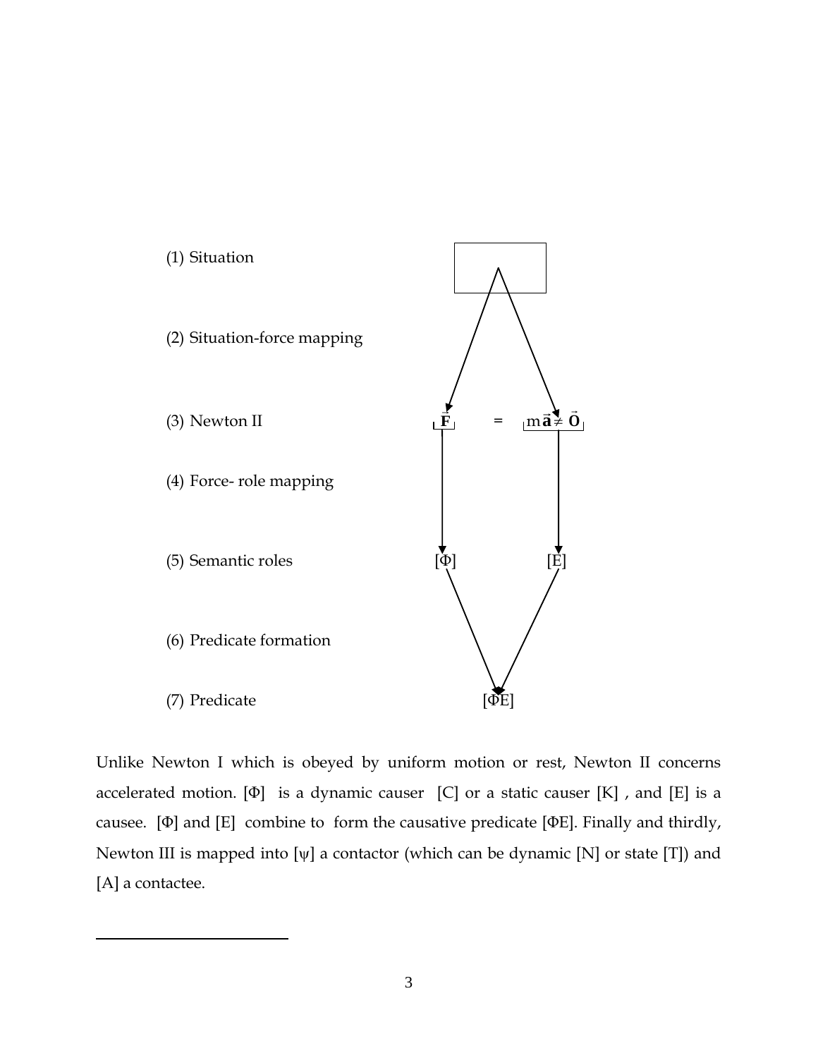(1) Situation

(2) Situation-force mapping

(3) Newton II  $\vec{\mathbf{F}} = m\vec{\mathbf{a}} \neq \vec{\mathbf{O}}$

(4) Force- role mapping

(5) Semantic roles  [Φ]  [E]

(6) Predicate formation

(7) Predicate  [ΦE]

Unlike Newton I which is obeyed by uniform motion or rest, Newton II concerns accelerated motion. [Φ] is a dynamic causer [C] or a static causer [K] , and [E] is a causee. [Φ] and [E] combine to form the causative predicate [ΦE]. Finally and thirdly, Newton III is mapped into [ψ] a contactor (which can be dynamic [N] or state [T]) and [A] a contactee.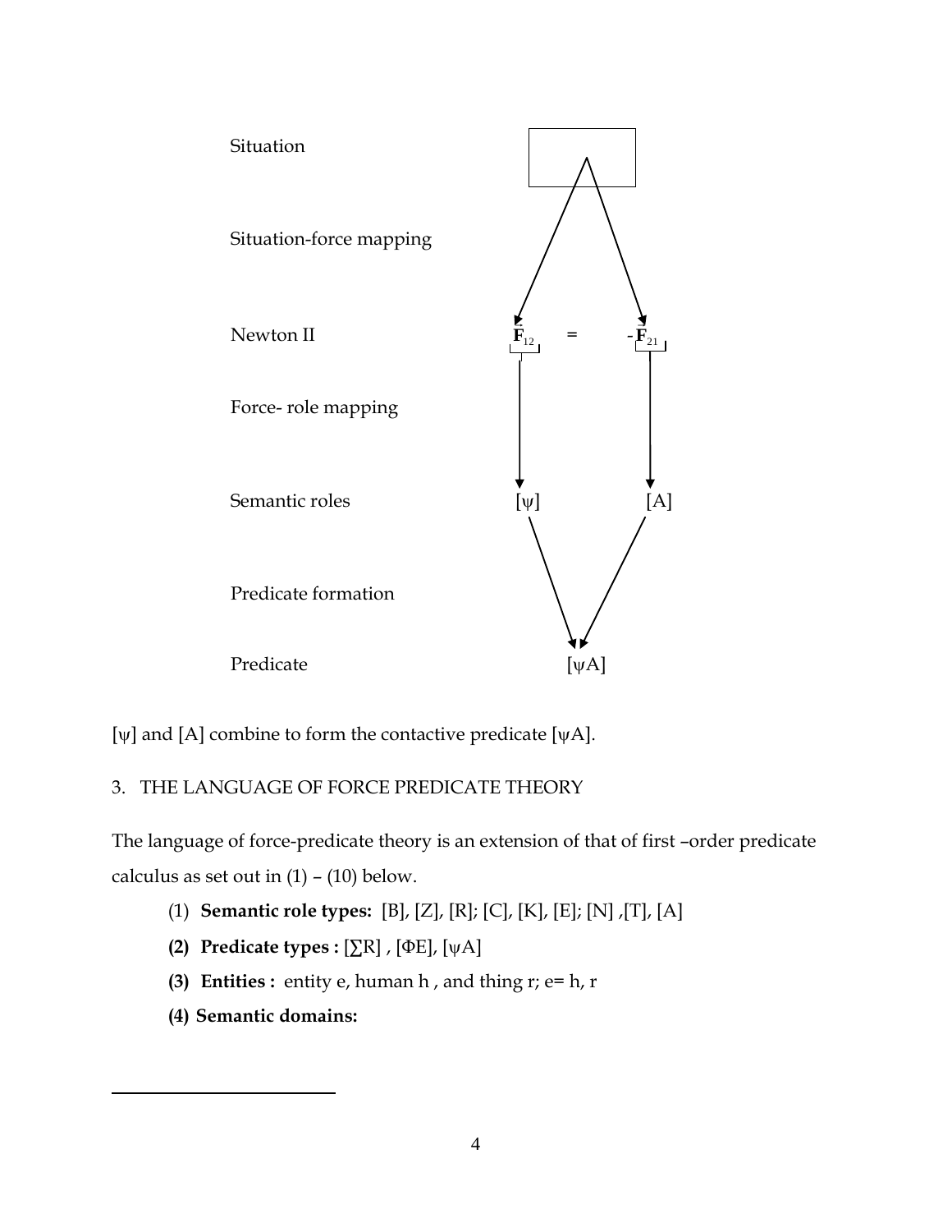Situation

Situation-force mapping

Newton II $\vec{\mathbf{F}}_{12} = -\vec{\mathbf{F}}_{21}$

Force- role mapping

Semantic roles [ψ] [A]

Predicate formation

Predicate [ψA]

[ψ] and [A] combine to form the contactive predicate [ψA].

## 3. THE LANGUAGE OF FORCE PREDICATE THEORY

The language of force-predicate theory is an extension of that of first –order predicate calculus as set out in (1) – (10) below.

(1) **Semantic role types:** [B], [Z], [R]; [C], [K], [E]; [N] ,[T], [A]

**(2) Predicate types :** [∑R] , [ΦE], [ψA]

**(3) Entities :** entity e, human h , and thing r; e= h, r

**(4) Semantic domains:**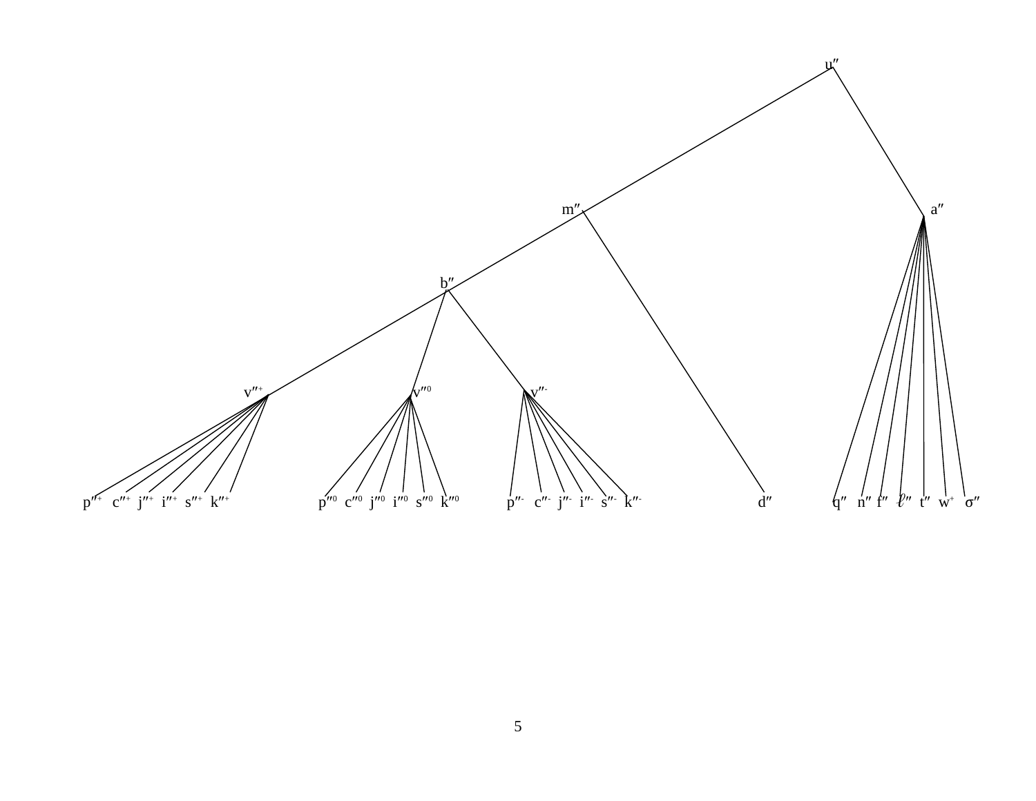$u''$

$m''$ $a''$

$b''$

$v''^{+}$ $v''^{0}$ $v''^{-}$

$p''^{+}$ $c''^{+}$ $j''^{+}$ $i''^{+}$ $s''^{+}$ $k''^{+}$ $p''^{0}$ $c''^{0}$ $j''^{0}$ $i''^{0}$ $s''^{0}$ $k''^{0}$ $p''^{-}$ $c''^{-}$ $j''^{-}$ $i''^{-}$ $s''^{-}$ $k''^{-}$ $d''$ $q''$ $n''$ $f''$ $\ell''$ $t''$ $w^{+}$ $\sigma''$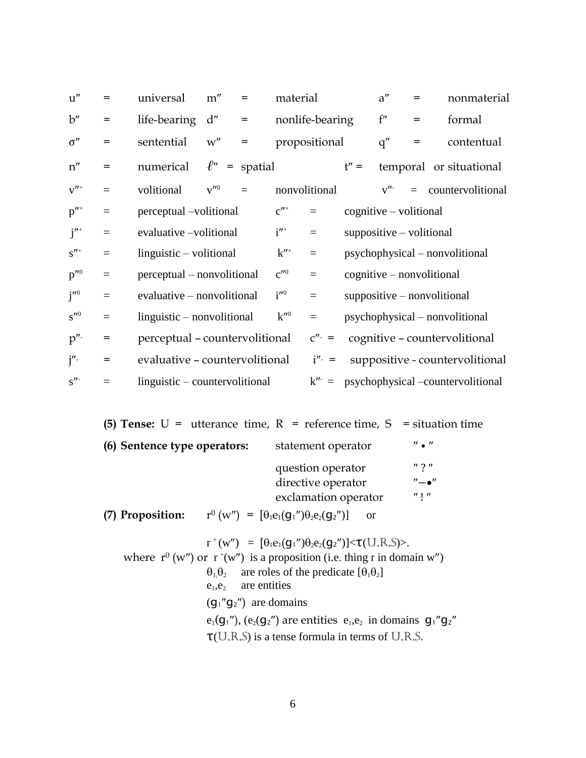| | | | | | | | | |
|---|---|---|---|---|---|---|---|---|
| u″ | = | universal | m″ | = | material | a″ | = | nonmaterial |
| b″ | = | life-bearing | d″ | = | nonlife-bearing | f″ | = | formal |
| σ″ | = | sentential | w″ | = | propositional | q″ | = | contentual |
| n″ | = | numerical | ℓ″ | = | spatial | t″ | = | temporal or situational |
| $v''^{+}$ | = | volitional | $v''^{0}$ | = | nonvolitional | $v''^{-}$ | = | countervolitional |
| $p''^{+}$ | = | perceptual –volitional | $c''^{+}$ | = | cognitive – volitional | | | |
| $j''^{+}$ | = | evaluative –volitional | $i''^{+}$ | = | suppositive – volitional | | | |
| $s''^{+}$ | = | linguistic – volitional | $k''^{+}$ | = | psychophysical – nonvolitional | | | |
| $p''^{0}$ | = | perceptual – nonvolitional | $c''^{0}$ | = | cognitive – nonvolitional | | | |
| $j''^{0}$ | = | evaluative – nonvolitional | $i''^{0}$ | = | suppositive – nonvolitional | | | |
| $s''^{0}$ | = | linguistic – nonvolitional | $k''^{0}$ | = | psychophysical – nonvolitional | | | |
| $p''^{-}$ | = | perceptual – countervolitional | $c''^{-}$ | = | cognitive – countervolitional | | | |
| $j''^{-}$ | = | evaluative – countervolitional | $i''^{-}$ | = | suppositive - countervolitional | | | |
| $s''^{-}$ | = | linguistic – countervolitional | $k''^{-}$ | = | psychophysical –countervolitional | | | |

**(5) Tense:** U = utterance time, R = reference time, S = situation time

**(6) Sentence type operators:**

| | |
|---|---|
| statement operator | ″ • ″ |
| question operator | ″ ? ″ |
| directive operator | ″–•″ |
| exclamation operator | ″ ! ″ |

**(7) Proposition:** $r^0(w'') = [\theta_1 e_1(g_1'')\theta_2 e_2(g_2'')]$ or

$r^+(w'') = [\theta_1 e_1(g_1'')\theta_2 e_2(g_2'')]<\tau(\mathbb{U},\mathbb{R},\mathbb{S})>$.

where $r^0(w'')$ or $r^+(w'')$ is a proposition (i.e. thing r in domain w″)

$\theta_1, \theta_2$ are roles of the predicate $[\theta_1\theta_2]$

$e_1, e_2$ are entities

$(g_1''g_2'')$ are domains

$e_1(g_1'')$, $(e_2(g_2'')$ are entities $e_1, e_2$ in domains $g_1''g_2''$

$\tau(\mathbb{U},\mathbb{R},\mathbb{S})$ is a tense formula in terms of $\mathbb{U},\mathbb{R},\mathbb{S}$.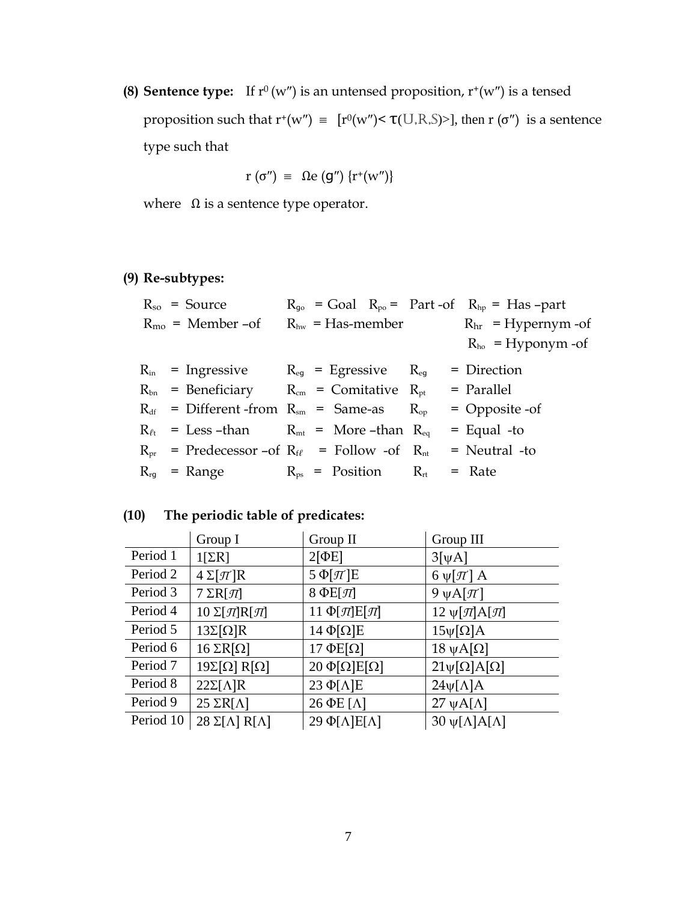**(8) Sentence type:** If $r^0(w'')$ is an untensed proposition, $r^+(w'')$ is a tensed proposition such that $r^+(w'') \equiv [r^0(w'') < \tau(\mathbb{U},\mathbb{R},\mathbb{S})>]$, then $r(\sigma'')$ is a sentence type such that

$$r(\sigma'') \equiv \Omega e(g'') \{r^+(w'')\}$$

where $\Omega$ is a sentence type operator.

**(9) Re-subtypes:**

$R_{so}$ = Source $R_{go}$ = Goal $R_{po}$ = Part -of $R_{hp}$ = Has –part
$R_{mo}$ = Member –of $R_{hw}$ = Has-member $R_{hr}$ = Hypernym -of
$R_{ho}$ = Hyponym -of

$R_{in}$ = Ingressive $R_{eg}$ = Egressive $R_{eg}$ = Direction
$R_{bn}$ = Beneficiary $R_{cm}$ = Comitative $R_{pt}$ = Parallel
$R_{df}$ = Different -from $R_{sm}$ = Same-as $R_{op}$ = Opposite -of
$R_{\ell t}$ = Less –than $R_{mt}$ = More –than $R_{eq}$ = Equal -to
$R_{pr}$ = Predecessor –of $R_{f\ell}$ = Follow -of $R_{nt}$ = Neutral -to
$R_{rg}$ = Range $R_{ps}$ = Position $R_{rt}$ = Rate

**(10) The periodic table of predicates:**

| | Group I | Group II | Group III |
|---|---|---|---|
| Period 1 | 1[ΣR] | 2[ΦE] | 3[ψA] |
| Period 2 | 4 Σ[$\mathcal{T}$]R | 5 Φ[$\mathcal{T}$]E | 6 ψ[$\mathcal{T}$] A |
| Period 3 | 7 ΣR[$\mathcal{T}$] | 8 ΦE[$\mathcal{T}$] | 9 ψA[$\mathcal{T}$] |
| Period 4 | 10 Σ[$\mathcal{T}$]R[$\mathcal{T}$] | 11 Φ[$\mathcal{T}$]E[$\mathcal{T}$] | 12 ψ[$\mathcal{T}$]A[$\mathcal{T}$] |
| Period 5 | 13Σ[Ω]R | 14 Φ[Ω]E | 15ψ[Ω]A |
| Period 6 | 16 ΣR[Ω] | 17 ΦE[Ω] | 18 ψA[Ω] |
| Period 7 | 19Σ[Ω] R[Ω] | 20 Φ[Ω]E[Ω] | 21ψ[Ω]A[Ω] |
| Period 8 | 22Σ[Λ]R | 23 Φ[Λ]E | 24ψ[Λ]A |
| Period 9 | 25 ΣR[Λ] | 26 ΦE [Λ] | 27 ψA[Λ] |
| Period 10 | 28 Σ[Λ] R[Λ] | 29 Φ[Λ]E[Λ] | 30 ψ[Λ]A[Λ] |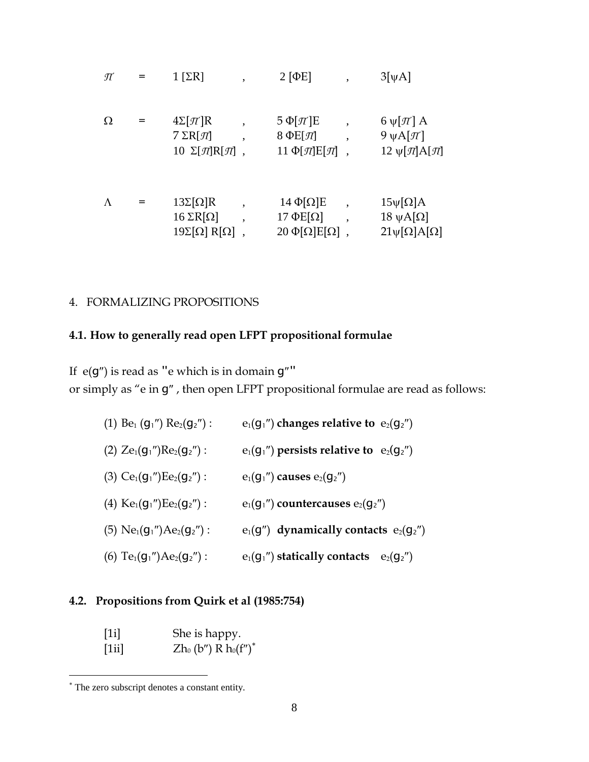| | | | | |
|---|---|---|---|---|
| $\mathcal{T}$ | = | 1 [ΣR] , | 2 [ΦE] , | 3[ψA] |
| Ω | = | 4Σ[$\mathcal{T}$]R , | 5 Φ[$\mathcal{T}$]E , | 6 ψ[$\mathcal{T}$] A |
| | | 7 ΣR[$\mathcal{T}$] , | 8 ΦE[$\mathcal{T}$] , | 9 ψA[$\mathcal{T}$] |
| | | 10 Σ[$\mathcal{T}$]R[$\mathcal{T}$] , | 11 Φ[$\mathcal{T}$]E[$\mathcal{T}$] , | 12 ψ[$\mathcal{T}$]A[$\mathcal{T}$] |
| Λ | = | 13Σ[Ω]R , | 14 Φ[Ω]E , | 15ψ[Ω]A |
| | | 16 ΣR[Ω] , | 17 ΦE[Ω] , | 18 ψA[Ω] |
| | | 19Σ[Ω] R[Ω] , | 20 Φ[Ω]E[Ω] , | 21ψ[Ω]A[Ω] |

## 4. FORMALIZING PROPOSITIONS

### 4.1. How to generally read open LFPT propositional formulae

If $e(g'')$ is read as "e which is in domain $g''$"
or simply as "e in $g''$", then open LFPT propositional formulae are read as follows:

(1) $Be_1(g_1'') Re_2(g_2'')$ : $e_1(g_1'')$ **changes relative to** $e_2(g_2'')$

(2) $Ze_1(g_1'')Re_2(g_2'')$ : $e_1(g_1'')$ **persists relative to** $e_2(g_2'')$

(3) $Ce_1(g_1'')Ee_2(g_2'')$ : $e_1(g_1'')$ **causes** $e_2(g_2'')$

(4) $Ke_1(g_1'')Ee_2(g_2'')$ : $e_1(g_1'')$ **countercauses** $e_2(g_2'')$

(5) $Ne_1(g_1'')Ae_2(g_2'')$ : $e_1(g'')$ **dynamically contacts** $e_2(g_2'')$

(6) $Te_1(g_1'')Ae_2(g_2'')$ : $e_1(g_1'')$ **statically contacts** $e_2(g_2'')$

### 4.2. Propositions from Quirk et al (1985:754)

[1i] She is happy.
[1ii] $Zh_0(b'') R h_0(f'')$*

* The zero subscript denotes a constant entity.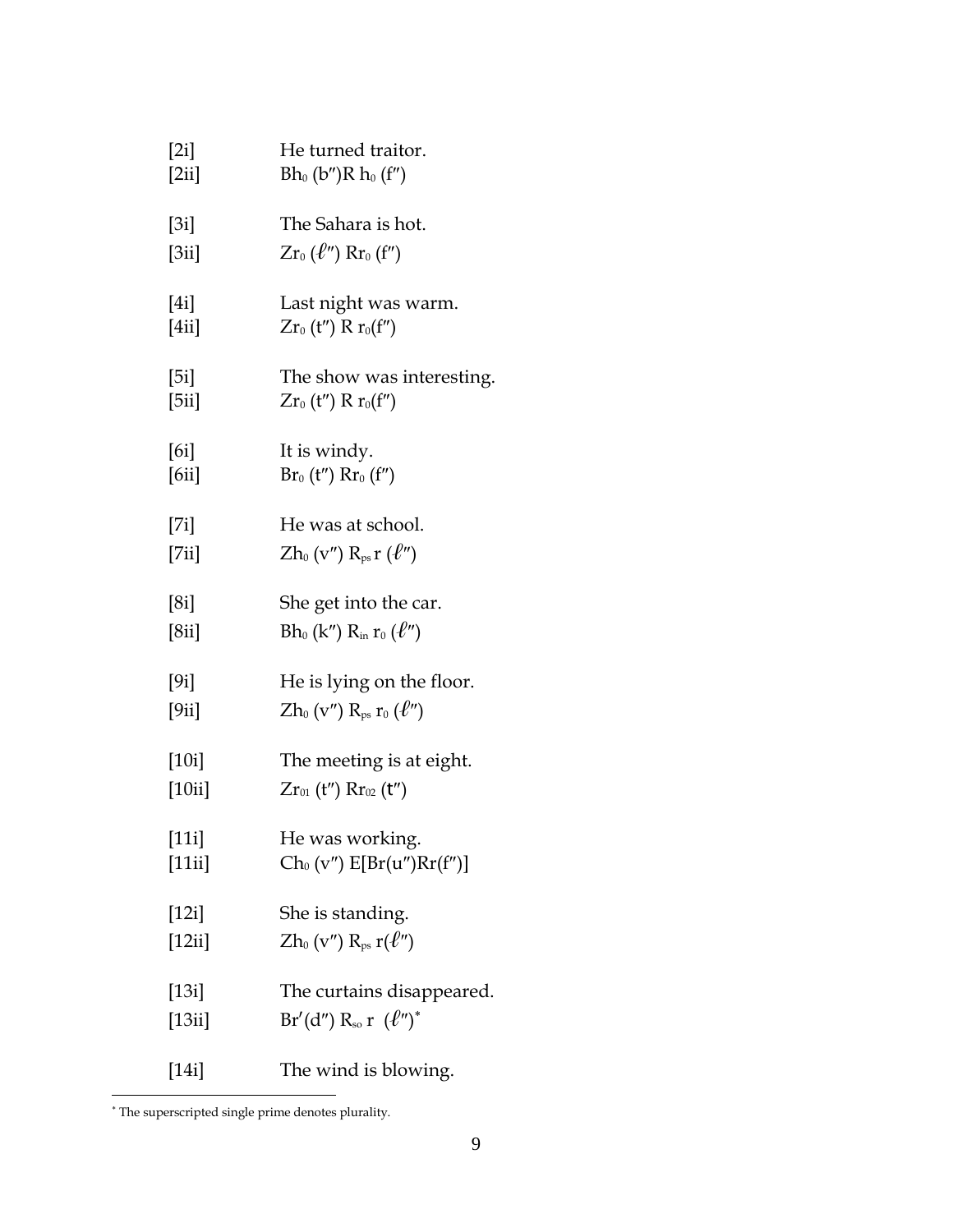[2i] He turned traitor.

[2ii] $Bh_0\ (b'')R\ h_0\ (f'')$

[3i] The Sahara is hot.

[3ii] $Zr_0\ (\ell'')\ Rr_0\ (f'')$

[4i] Last night was warm.

[4ii] $Zr_0\ (t'')\ R\ r_0(f'')$

[5i] The show was interesting.

[5ii] $Zr_0\ (t'')\ R\ r_0(f'')$

[6i] It is windy.

[6ii] $Br_0\ (t'')\ Rr_0\ (f'')$

[7i] He was at school.

[7ii] $Zh_0\ (v'')\ R_{ps}\ r\ (\ell'')$

[8i] She get into the car.

[8ii] $Bh_0\ (k'')\ R_{in}\ r_0\ (\ell'')$

[9i] He is lying on the floor.

[9ii] $Zh_0\ (v'')\ R_{ps}\ r_0\ (\ell'')$

[10i] The meeting is at eight.

[10ii] $Zr_{01}\ (t'')\ Rr_{02}\ (t'')$

[11i] He was working.

[11ii] $Ch_0\ (v'')\ E[Br(u'')Rr(f'')]$

[12i] She is standing.

[12ii] $Zh_0\ (v'')\ R_{ps}\ r(\ell'')$

[13i] The curtains disappeared.

[13ii] $Br'(d'')\ R_{so}\ r\ \ (\ell'')$*

[14i] The wind is blowing.

---

* The superscripted single prime denotes plurality.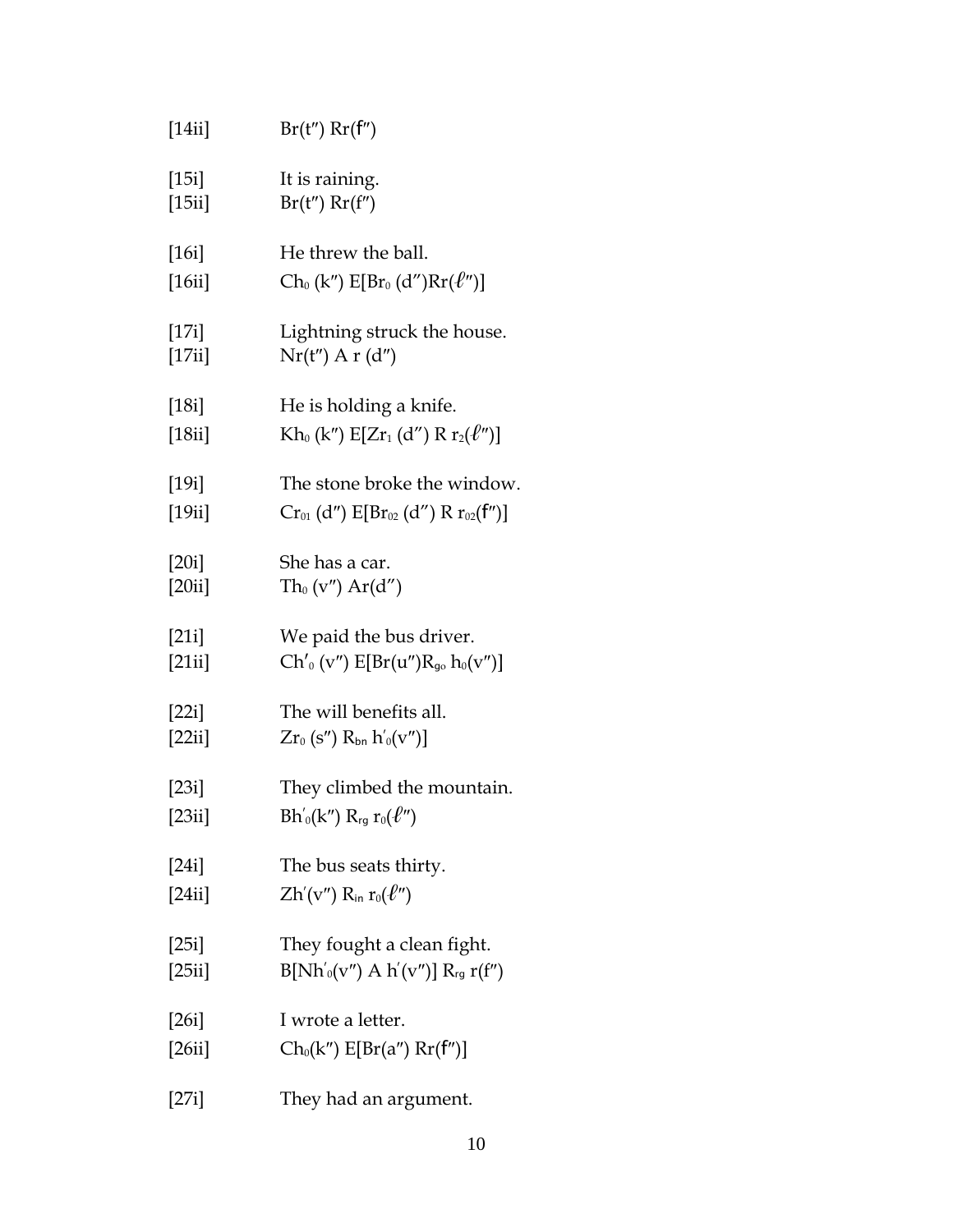[14ii] $Br(t'') Rr(f'')$

[15i] It is raining.
[15ii] $Br(t'') Rr(f'')$

[16i] He threw the ball.
[16ii] $Ch_0 (k'') E[Br_0 (d'')Rr(\ell'')]$

[17i] Lightning struck the house.
[17ii] $Nr(t'') A r (d'')$

[18i] He is holding a knife.
[18ii] $Kh_0 (k'') E[Zr_1 (d'') R r_2(\ell'')]$

[19i] The stone broke the window.
[19ii] $Cr_{01} (d'') E[Br_{02} (d'') R r_{02}(f'')]$

[20i] She has a car.
[20ii] $Th_0 (v'') Ar(d'')$

[21i] We paid the bus driver.
[21ii] $Ch'_0 (v'') E[Br(u'')R_{go} h_0(v'')]$

[22i] The will benefits all.
[22ii] $Zr_0 (s'') R_{bn} h'_0(v'')]$

[23i] They climbed the mountain.
[23ii] $Bh'_0(k'') R_{rg} r_0(\ell'')$

[24i] The bus seats thirty.
[24ii] $Zh'(v'') R_{in} r_0(\ell'')$

[25i] They fought a clean fight.
[25ii] $B[Nh'_0(v'') A h'(v'')] R_{rg} r(f'')$

[26i] I wrote a letter.
[26ii] $Ch_0(k'') E[Br(a'') Rr(f'')]$

[27i] They had an argument.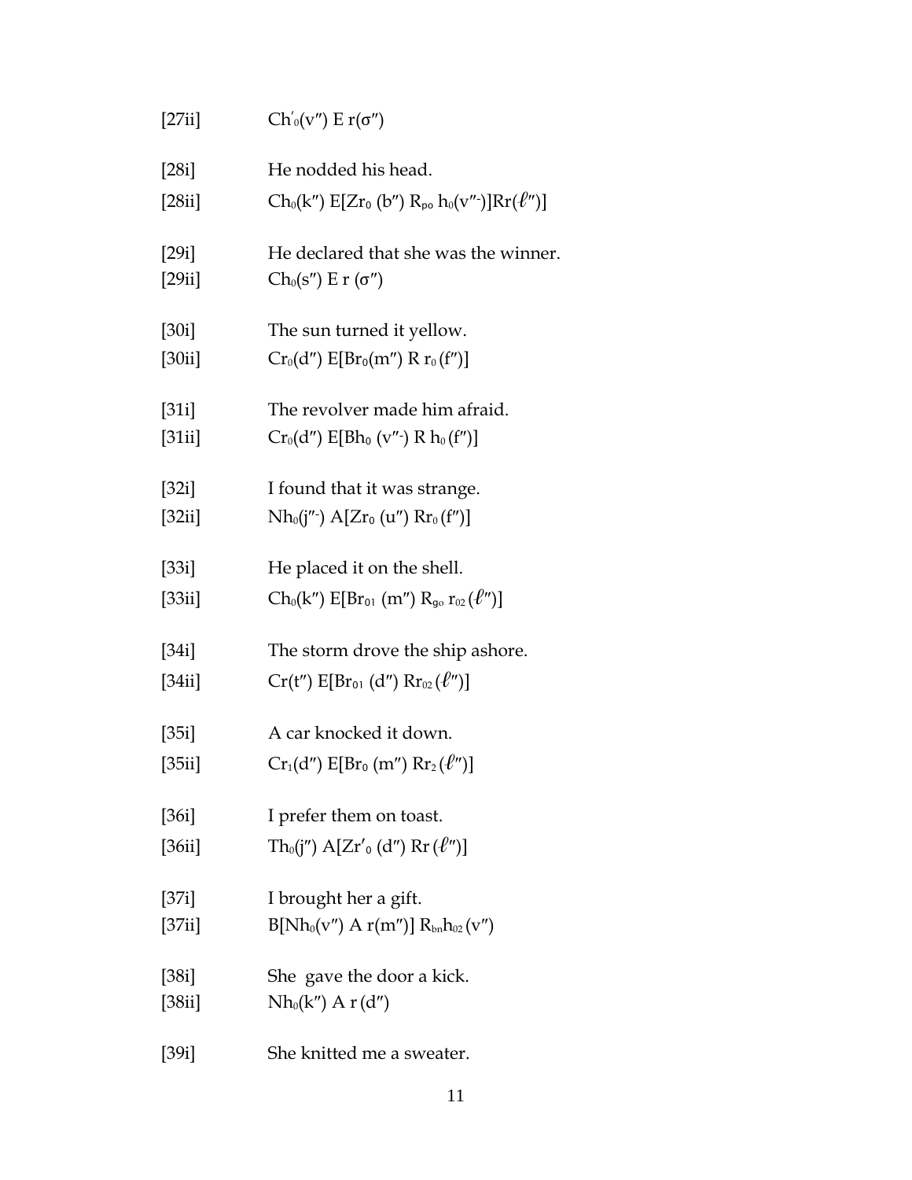[27ii] $\mathrm{Ch'_0(v'')\ E\ r(\sigma'')}$

[28i] He nodded his head.

[28ii] $\mathrm{Ch_0(k'')\ E[Zr_0\ (b'')\ R_{po}\ h_0(v''\text{-})]Rr(\ell'')]}$

[29i] He declared that she was the winner.

[29ii] $\mathrm{Ch_0(s'')\ E\ r\ (\sigma'')}$

[30i] The sun turned it yellow.

[30ii] $\mathrm{Cr_0(d'')\ E[Br_0(m'')\ R\ r_0\ (f'')]}$

[31i] The revolver made him afraid.

[31ii] $\mathrm{Cr_0(d'')\ E[Bh_0\ (v''\text{-})\ R\ h_0\ (f'')]}$

[32i] I found that it was strange.

[32ii] $\mathrm{Nh_0(j''\text{-})\ A[Zr_0\ (u'')\ Rr_0\ (f'')]}$

[33i] He placed it on the shell.

[33ii] $\mathrm{Ch_0(k'')\ E[Br_{01}\ (m'')\ R_{go}\ r_{02}\ (\ell'')]}$

[34i] The storm drove the ship ashore.

[34ii] $\mathrm{Cr(t'')\ E[Br_{01}\ (d'')\ Rr_{02}\ (\ell'')]}$

[35i] A car knocked it down.

[35ii] $\mathrm{Cr_1(d'')\ E[Br_0\ (m'')\ Rr_2\ (\ell'')]}$

[36i] I prefer them on toast.

[36ii] $\mathrm{Th_0(j'')\ A[Zr'_0\ (d'')\ Rr\ (\ell'')]}$

[37i] I brought her a gift.

[37ii] $\mathrm{B[Nh_0(v'')\ A\ r(m'')]\ R_{bn}h_{02}\ (v'')}$

[38i] She gave the door a kick.

[38ii] $\mathrm{Nh_0(k'')\ A\ r\ (d'')}$

[39i] She knitted me a sweater.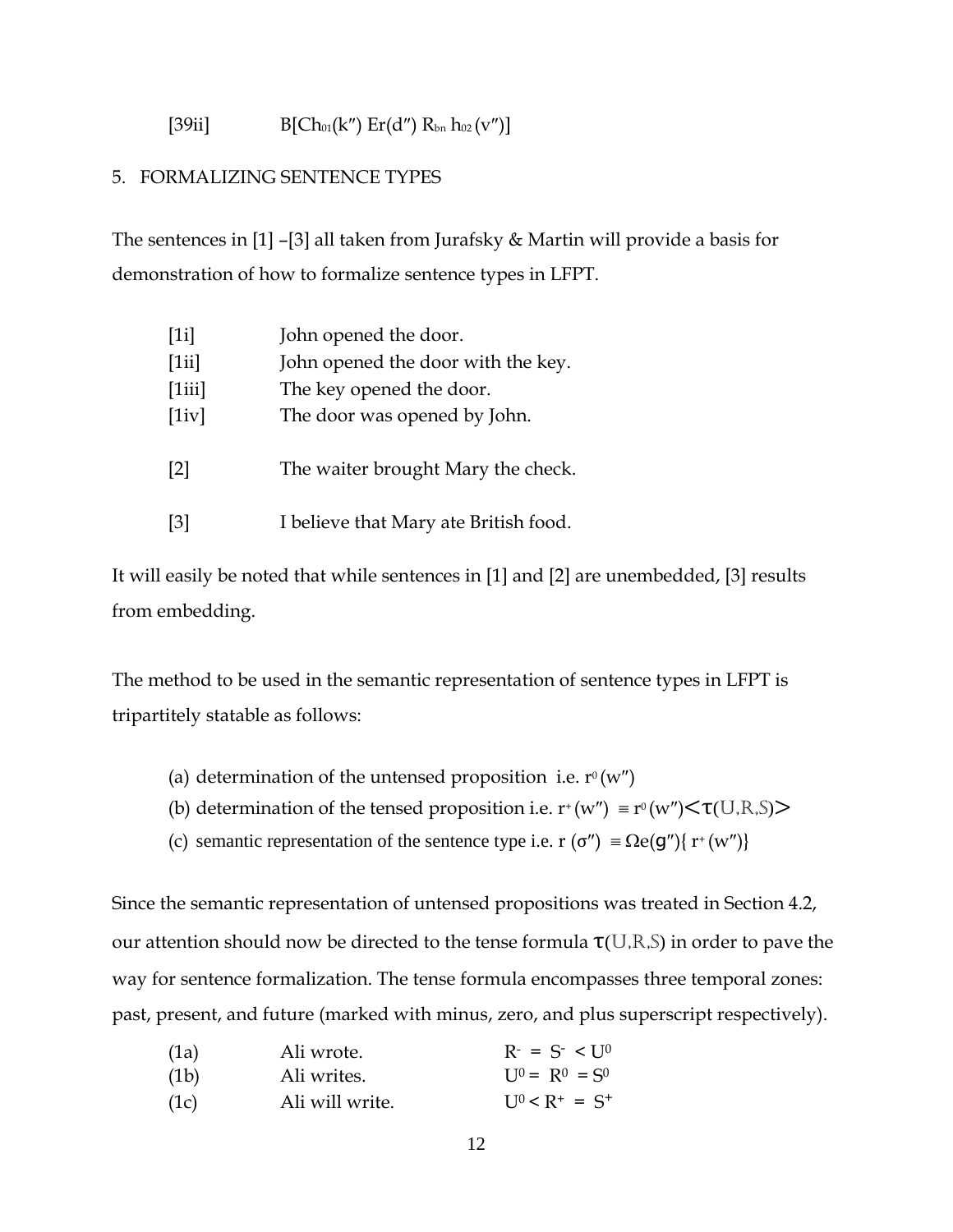[39ii] $B[Ch_{01}(k'') \ Er(d'') \ R_{bn} \ h_{02}(v'')]$

## 5. FORMALIZING SENTENCE TYPES

The sentences in [1] –[3] all taken from Jurafsky & Martin will provide a basis for demonstration of how to formalize sentence types in LFPT.

| | |
|---|---|
| [1i] | John opened the door. |
| [1ii] | John opened the door with the key. |
| [1iii] | The key opened the door. |
| [1iv] | The door was opened by John. |
| [2] | The waiter brought Mary the check. |
| [3] | I believe that Mary ate British food. |

It will easily be noted that while sentences in [1] and [2] are unembedded, [3] results from embedding.

The method to be used in the semantic representation of sentence types in LFPT is tripartitely statable as follows:

(a) determination of the untensed proposition i.e. $r^0(w'')$

(b) determination of the tensed proposition i.e. $r^+(w'') \equiv r^0(w'')<\tau(\mathbb{U},\mathbb{R},\mathbb{S})>$

(c) semantic representation of the sentence type i.e. $r(\sigma'') \equiv \Omega e(g'')\{ r^+(w'')\}$

Since the semantic representation of untensed propositions was treated in Section 4.2, our attention should now be directed to the tense formula $\tau(\mathbb{U},\mathbb{R},\mathbb{S})$ in order to pave the way for sentence formalization. The tense formula encompasses three temporal zones: past, present, and future (marked with minus, zero, and plus superscript respectively).

| | | |
|---|---|---|
| (1a) | Ali wrote. | $R^- = S^- < U^0$ |
| (1b) | Ali writes. | $U^0 = R^0 = S^0$ |
| (1c) | Ali will write. | $U^0 < R^+ = S^+$ |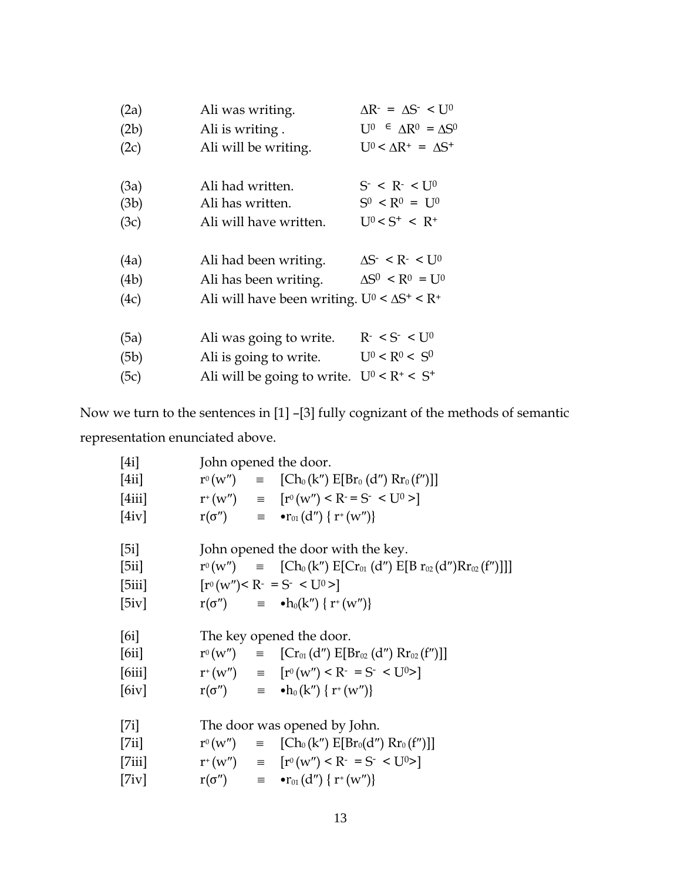| | | |
|---|---|---|
| (2a) | Ali was writing. | $\Delta R^{-} = \Delta S^{-} < U^{0}$ |
| (2b) | Ali is writing . | $U^{0} \in \Delta R^{0} = \Delta S^{0}$ |
| (2c) | Ali will be writing. | $U^{0} < \Delta R^{+} = \Delta S^{+}$ |
| (3a) | Ali had written. | $S^{-} < R^{-} < U^{0}$ |
| (3b) | Ali has written. | $S^{0} < R^{0} = U^{0}$ |
| (3c) | Ali will have written. | $U^{0} < S^{+} < R^{+}$ |
| (4a) | Ali had been writing. | $\Delta S^{-} < R^{-} < U^{0}$ |
| (4b) | Ali has been writing. | $\Delta S^{0} < R^{0} = U^{0}$ |
| (4c) | Ali will have been writing. | $U^{0} < \Delta S^{+} < R^{+}$ |
| (5a) | Ali was going to write. | $R^{-} < S^{-} < U^{0}$ |
| (5b) | Ali is going to write. | $U^{0} < R^{0} < S^{0}$ |
| (5c) | Ali will be going to write. | $U^{0} < R^{+} < S^{+}$ |

Now we turn to the sentences in [1] –[3] fully cognizant of the methods of semantic representation enunciated above.

[4i] John opened the door.

[4ii] $r^{0}(w'') \equiv [Ch_{0}(k'')\, E[Br_{0}(d'')\, Rr_{0}(f'')]]$

[4iii] $r^{+}(w'') \equiv [r^{0}(w'') < R^{-} = S^{-} < U^{0} >]$

[4iv] $r(\sigma'') \equiv \bullet r_{01}(d'')\, \{ r^{+}(w'')\}$

[5i] John opened the door with the key.

[5ii] $r^{0}(w'') \equiv [Ch_{0}(k'')\, E[Cr_{01}(d'')\, E[B\, r_{02}(d'') Rr_{02}(f'')]]]$

[5iii] $[r^{0}(w'') < R^{-} = S^{-} < U^{0} >]$

[5iv] $r(\sigma'') \equiv \bullet h_{0}(k'')\, \{ r^{+}(w'')\}$

[6i] The key opened the door.

[6ii] $r^{0}(w'') \equiv [Cr_{01}(d'')\, E[Br_{02}(d'')\, Rr_{02}(f'')]]$

[6iii] $r^{+}(w'') \equiv [r^{0}(w'') < R^{-} = S^{-} < U^{0}>]$

[6iv] $r(\sigma'') \equiv \bullet h_{0}(k'')\, \{ r^{+}(w'')\}$

[7i] The door was opened by John.

[7ii] $r^{0}(w'') \equiv [Ch_{0}(k'')\, E[Br_{0}(d'')\, Rr_{0}(f'')]]$

[7iii] $r^{+}(w'') \equiv [r^{0}(w'') < R^{-} = S^{-} < U^{0}>]$

[7iv] $r(\sigma'') \equiv \bullet r_{01}(d'')\, \{ r^{+}(w'')\}$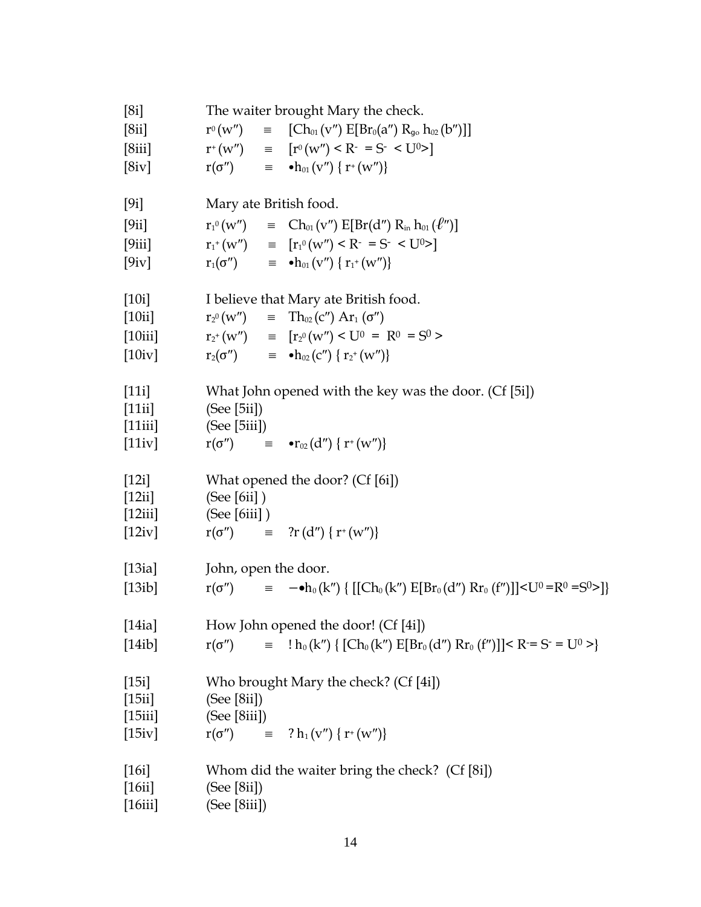[8i] The waiter brought Mary the check.

[8ii] $r^0(w'') \equiv [Ch_{01}(v'')\ E[Br_0(a'')\ R_{go}\ h_{02}(b'')]]$

[8iii] $r^+(w'') \equiv [r^0(w'') < R^- = S^- < U^0>]$

[8iv] $r(\sigma'') \equiv \bullet h_{01}(v'')\ \{ r^+(w'')\}$

[9i] Mary ate British food.

[9ii] $r_1{}^0(w'') \equiv Ch_{01}(v'')\ E[Br(d'')\ R_{in}\ h_{01}(\ell'')]$

[9iii] $r_1{}^+(w'') \equiv [r_1{}^0(w'') < R^- = S^- < U^0>]$

[9iv] $r_1(\sigma'') \equiv \bullet h_{01}(v'')\ \{ r_1{}^+(w'')\}$

[10i] I believe that Mary ate British food.

[10ii] $r_2{}^0(w'') \equiv Th_{02}(c'')\ Ar_1(\sigma'')$

[10iii] $r_2{}^+(w'') \equiv [r_2{}^0(w'') < U^0 = R^0 = S^0 >$

[10iv] $r_2(\sigma'') \equiv \bullet h_{02}(c'')\ \{ r_2{}^+(w'')\}$

[11i] What John opened with the key was the door. (Cf [5i])

[11ii] (See [5ii])

[11iii] (See [5iii])

[11iv] $r(\sigma'') \equiv \bullet r_{02}(d'')\ \{ r^+(w'')\}$

[12i] What opened the door? (Cf [6i])

[12ii] (See [6ii] )

[12iii] (See [6iii] )

[12iv] $r(\sigma'') \equiv\ ?r(d'')\ \{ r^+(w'')\}$

[13ia] John, open the door.

[13ib] $r(\sigma'') \equiv -\bullet h_0(k'')\ \{ [[Ch_0(k'')\ E[Br_0(d'')\ Rr_0(f'')]]<U^0 = R^0 = S^0>]\}$

[14ia] How John opened the door! (Cf [4i])

[14ib] $r(\sigma'') \equiv\ !\, h_0(k'')\ \{ [Ch_0(k'')\ E[Br_0(d'')\ Rr_0(f'')]]< R^- = S^- = U^0 >\}$

[15i] Who brought Mary the check? (Cf [4i])

[15ii] (See [8ii])

[15iii] (See [8iii])

[15iv] $r(\sigma'') \equiv\ ?\, h_1(v'')\ \{ r^+(w'')\}$

[16i] Whom did the waiter bring the check? (Cf [8i])

[16ii] (See [8ii])

[16iii] (See [8iii])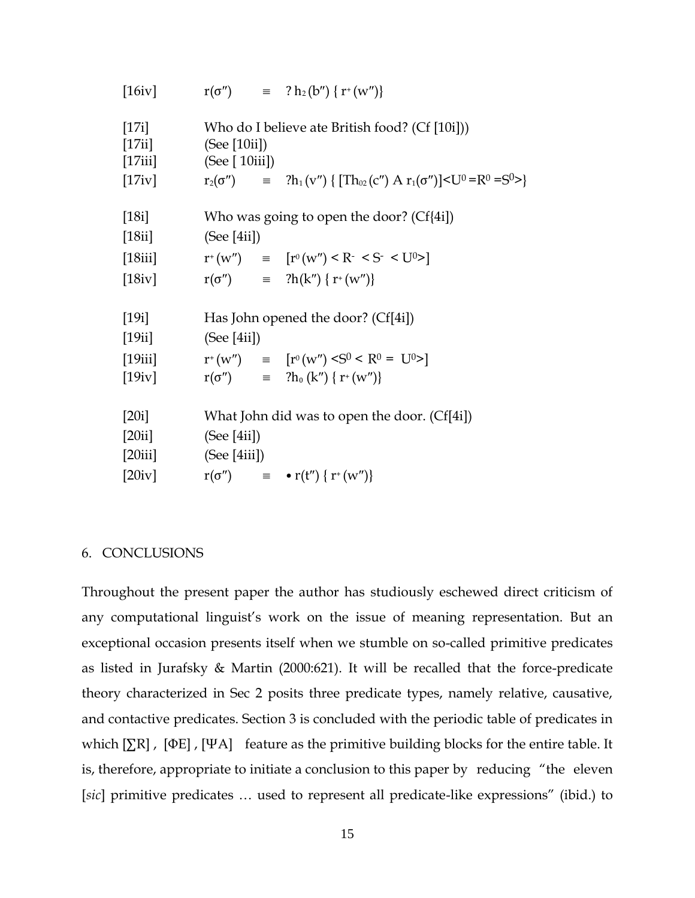[16iv] $r(\sigma'') \equiv\ ?\ h_2(b'')\ \{\ r^+(w'')\}$

[17i] Who do I believe ate British food? (Cf [10i]))

[17ii] (See [10ii])

[17iii] (See [ 10iii])

[17iv] $r_2(\sigma'') \equiv\ ?h_1(v'')\ \{\ [Th_{02}(c'')\ A\ r_1(\sigma'')]{<}U^0 = R^0 = S^0{>}\}$

[18i] Who was going to open the door? (Cf{4i])

[18ii] (See [4ii])

[18iii] $r^+(w'') \equiv [r^0(w'') < R^- < S^- < U^0>]$

[18iv] $r(\sigma'') \equiv\ ?h(k'')\ \{\ r^+(w'')\}$

[19i] Has John opened the door? (Cf[4i])

[19ii] (See [4ii])

[19iii] $r^+(w'') \equiv [r^0(w'') < S^0 < R^0 = U^0>]$

[19iv] $r(\sigma'') \equiv\ ?h_0(k'')\ \{\ r^+(w'')\}$

[20i] What John did was to open the door. (Cf[4i])

[20ii] (See [4ii])

[20iii] (See [4iii])

[20iv] $r(\sigma'') \equiv \bullet\ r(t'')\ \{\ r^+(w'')\}$

## 6. CONCLUSIONS

Throughout the present paper the author has studiously eschewed direct criticism of any computational linguist's work on the issue of meaning representation. But an exceptional occasion presents itself when we stumble on so-called primitive predicates as listed in Jurafsky & Martin (2000:621). It will be recalled that the force-predicate theory characterized in Sec 2 posits three predicate types, namely relative, causative, and contactive predicates. Section 3 is concluded with the periodic table of predicates in which [∑R] , [ΦE] , [ΨA] feature as the primitive building blocks for the entire table. It is, therefore, appropriate to initiate a conclusion to this paper by reducing "the eleven [*sic*] primitive predicates … used to represent all predicate-like expressions" (ibid.) to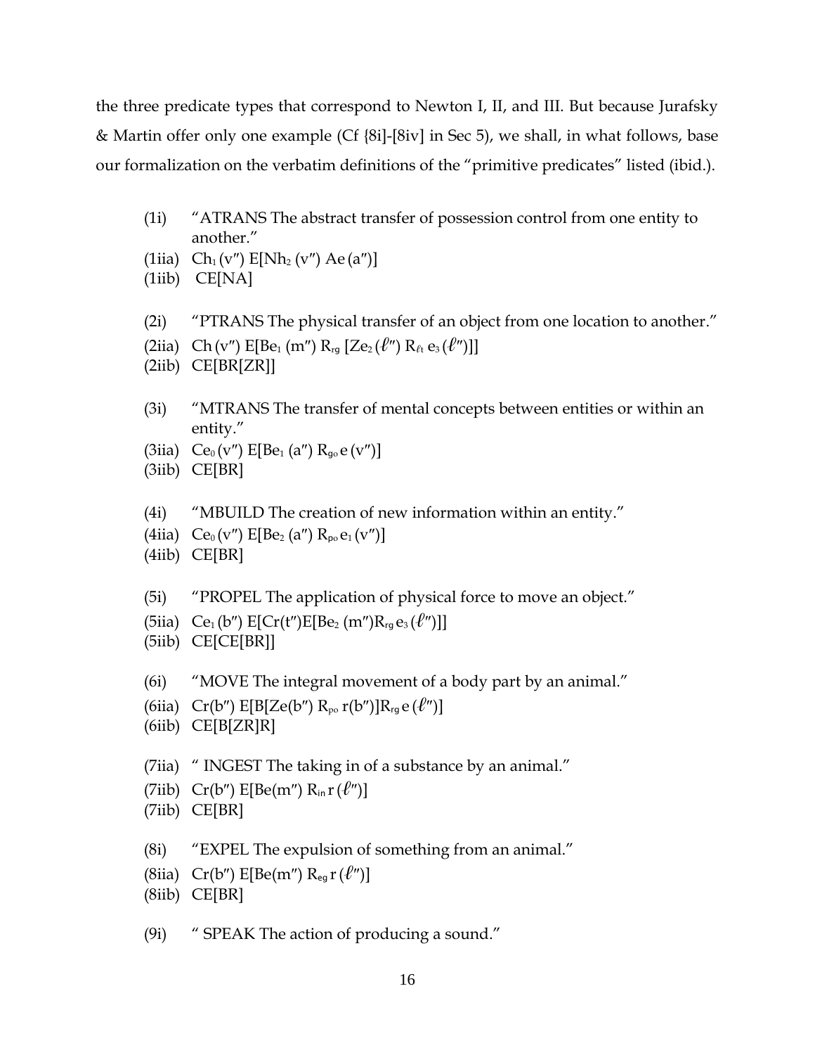the three predicate types that correspond to Newton I, II, and III. But because Jurafsky & Martin offer only one example (Cf {8i]-[8iv] in Sec 5), we shall, in what follows, base our formalization on the verbatim definitions of the "primitive predicates" listed (ibid.).

(1i) "ATRANS The abstract transfer of possession control from one entity to another."

(1iia) $Ch_1(v'') E[Nh_2(v'') Ae(a'')]$

(1iib) CE[NA]

(2i) "PTRANS The physical transfer of an object from one location to another."

(2iia) $Ch(v'') E[Be_1(m'') R_{rg} [Ze_2(\ell'') R_{\ell t} e_3(\ell'')]]$

(2iib) CE[BR[ZR]]

(3i) "MTRANS The transfer of mental concepts between entities or within an entity."

(3iia) $Ce_0(v'') E[Be_1(a'') R_{go} e(v'')]$

(3iib) CE[BR]

(4i) "MBUILD The creation of new information within an entity."

(4iia) $Ce_0(v'') E[Be_2(a'') R_{po} e_1(v'')]$

(4iib) CE[BR]

(5i) "PROPEL The application of physical force to move an object."

(5iia) $Ce_1(b'') E[Cr(t'')E[Be_2(m'')R_{rg} e_3(\ell'')]]$

(5iib) CE[CE[BR]]

(6i) "MOVE The integral movement of a body part by an animal."

(6iia) $Cr(b'') E[B[Ze(b'') R_{po} r(b'')]R_{rg} e(\ell'')]$

(6iib) CE[B[ZR]R]

(7iia) " INGEST The taking in of a substance by an animal."

(7iib) $Cr(b'') E[Be(m'') R_{in} r(\ell'')]$

(7iib) CE[BR]

(8i) "EXPEL The expulsion of something from an animal."

(8iia) $Cr(b'') E[Be(m'') R_{eg} r(\ell'')]$

(8iib) CE[BR]

(9i) " SPEAK The action of producing a sound."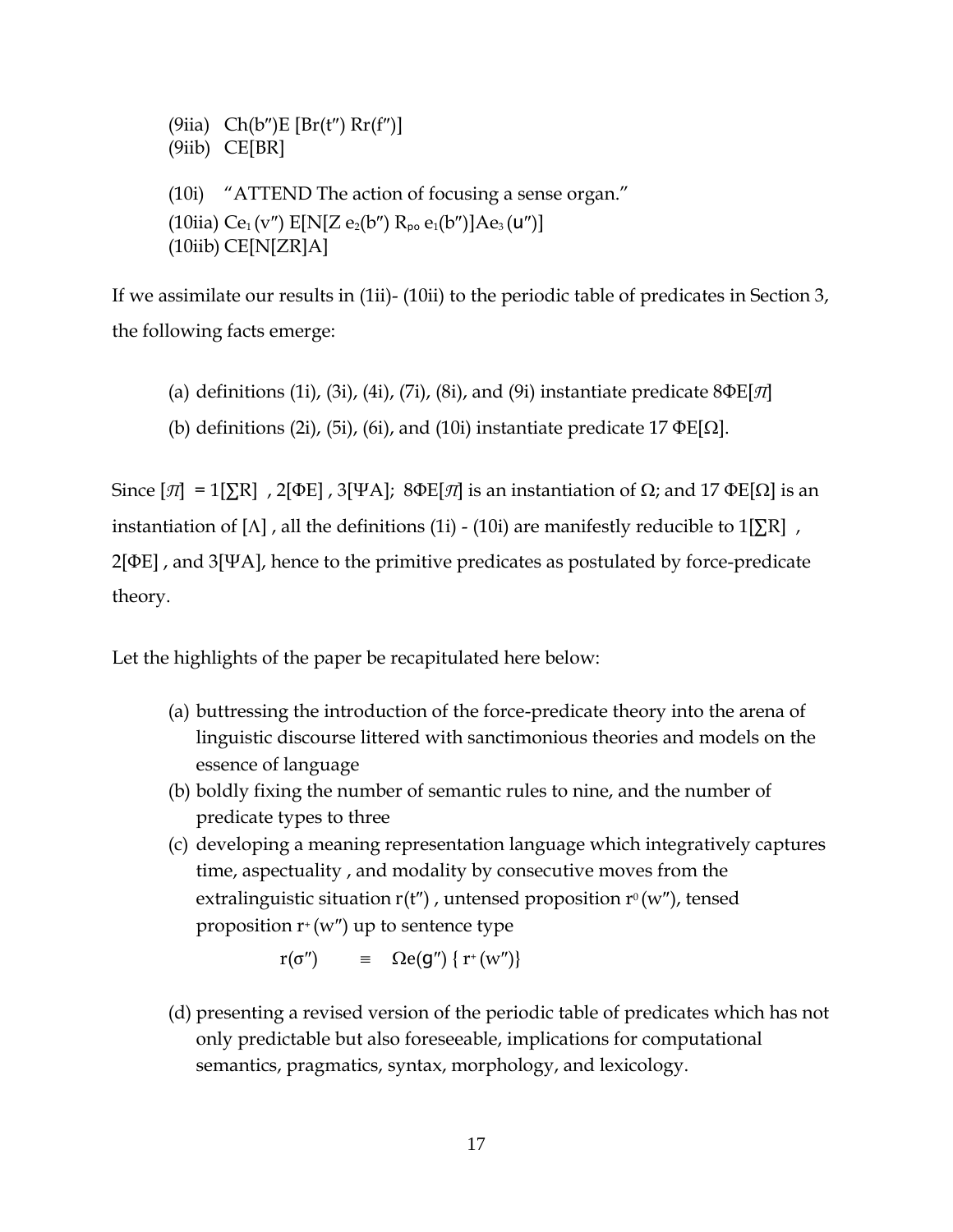(9iia) $Ch(b'')E\ [Br(t'')\ Rr(f'')]$
(9iib) CE[BR]

(10i) "ATTEND The action of focusing a sense organ."
(10iia) $Ce_1(v'')\ E[N[Z\ e_2(b'')\ R_{po}\ e_1(b'')]Ae_3(u'')]$
(10iib) CE[N[ZR]A]

If we assimilate our results in (1ii)- (10ii) to the periodic table of predicates in Section 3, the following facts emerge:

(a) definitions (1i), (3i), (4i), (7i), (8i), and (9i) instantiate predicate 8ΦE[$\pi$]
(b) definitions (2i), (5i), (6i), and (10i) instantiate predicate 17 ΦE[Ω].

Since [$\pi$] = 1[∑R] , 2[ΦE] , 3[ΨA]; 8ΦE[$\pi$] is an instantiation of Ω; and 17 ΦE[Ω] is an instantiation of [Λ] , all the definitions (1i) - (10i) are manifestly reducible to 1[∑R] , 2[ΦE] , and 3[ΨA], hence to the primitive predicates as postulated by force-predicate theory.

Let the highlights of the paper be recapitulated here below:

(a) buttressing the introduction of the force-predicate theory into the arena of linguistic discourse littered with sanctimonious theories and models on the essence of language
(b) boldly fixing the number of semantic rules to nine, and the number of predicate types to three
(c) developing a meaning representation language which integratively captures time, aspectuality , and modality by consecutive moves from the extralinguistic situation $r(t'')$ , untensed proposition $r^0(w'')$, tensed proposition $r^+(w'')$ up to sentence type

$$r(\sigma'') \quad \equiv \quad \Omega e(g'')\ \{\ r^+(w'')\}$$

(d) presenting a revised version of the periodic table of predicates which has not only predictable but also foreseeable, implications for computational semantics, pragmatics, syntax, morphology, and lexicology.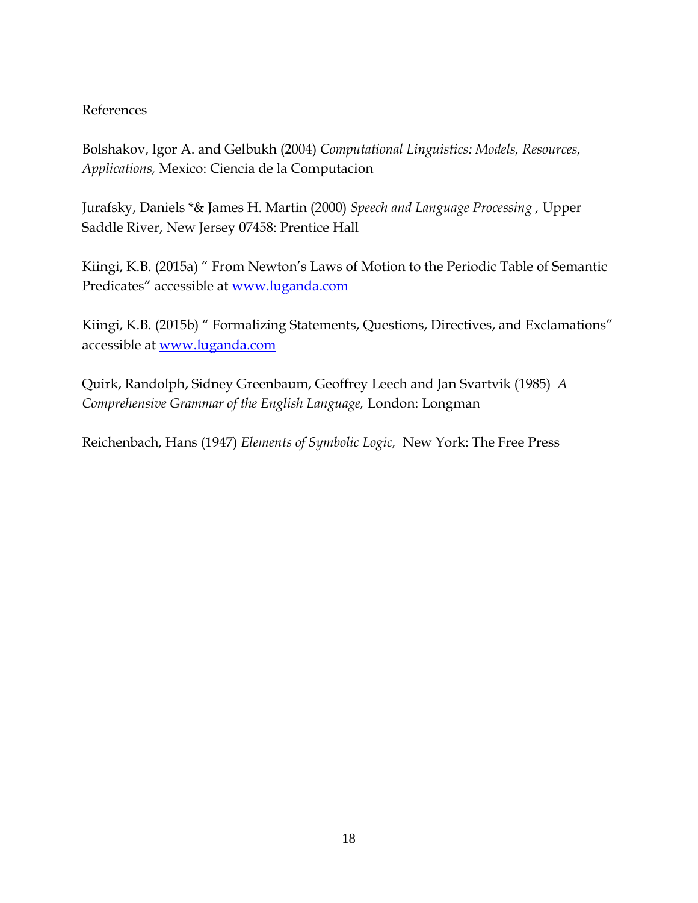References

Bolshakov, Igor A. and Gelbukh (2004) *Computational Linguistics: Models, Resources, Applications,* Mexico: Ciencia de la Computacion

Jurafsky, Daniels *& James H. Martin (2000) *Speech and Language Processing ,* Upper Saddle River, New Jersey 07458: Prentice Hall

Kiingi, K.B. (2015a) " From Newton's Laws of Motion to the Periodic Table of Semantic Predicates" accessible at [www.luganda.com](http://www.luganda.com)

Kiingi, K.B. (2015b) " Formalizing Statements, Questions, Directives, and Exclamations" accessible at [www.luganda.com](http://www.luganda.com)

Quirk, Randolph, Sidney Greenbaum, Geoffrey Leech and Jan Svartvik (1985) *A Comprehensive Grammar of the English Language,* London: Longman

Reichenbach, Hans (1947) *Elements of Symbolic Logic,* New York: The Free Press